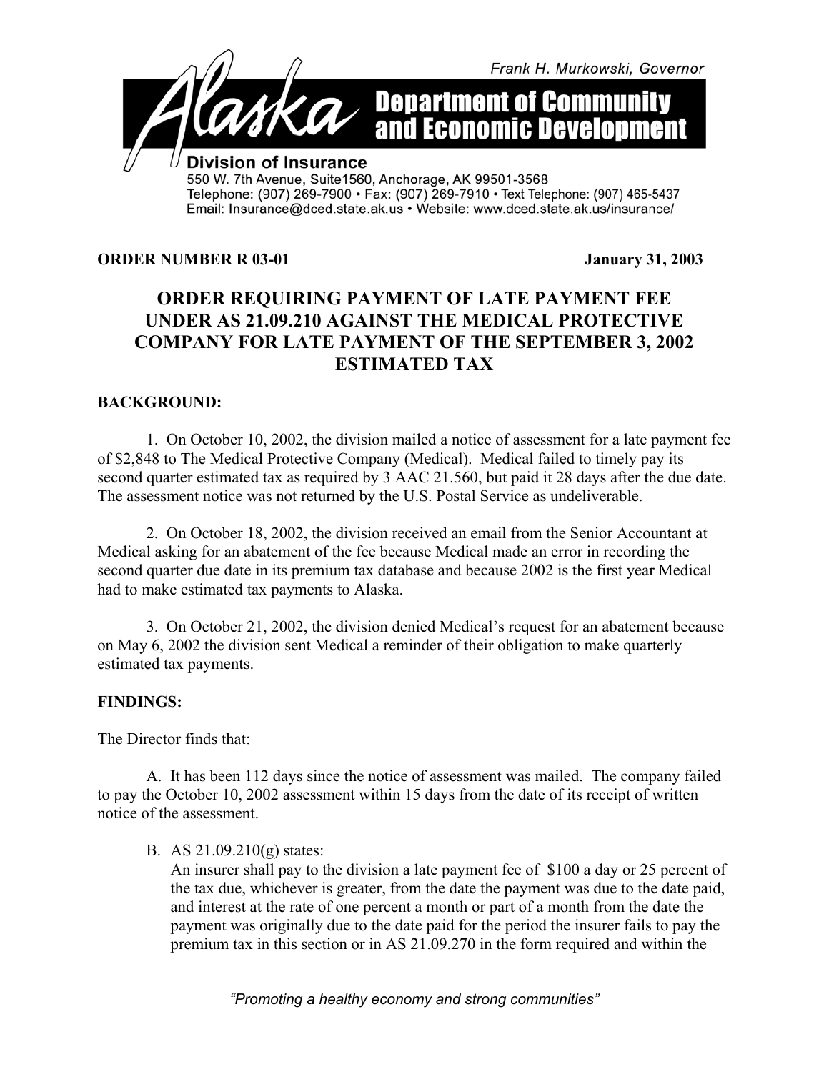Frank H. Murkowski, Governor

**Alaska Department of Community and Economic Development**

**Division of Insurance**
550 W. 7th Avenue, Suite1560, Anchorage, AK 99501-3568
Telephone: (907) 269-7900 • Fax: (907) 269-7910 • Text Telephone: (907) 465-5437
Email: Insurance@dced.state.ak.us • Website: www.dced.state.ak.us/insurance/

**ORDER NUMBER R 03-01** **January 31, 2003**

# ORDER REQUIRING PAYMENT OF LATE PAYMENT FEE UNDER AS 21.09.210 AGAINST THE MEDICAL PROTECTIVE COMPANY FOR LATE PAYMENT OF THE SEPTEMBER 3, 2002 ESTIMATED TAX

## BACKGROUND:

1. On October 10, 2002, the division mailed a notice of assessment for a late payment fee of $2,848 to The Medical Protective Company (Medical). Medical failed to timely pay its second quarter estimated tax as required by 3 AAC 21.560, but paid it 28 days after the due date. The assessment notice was not returned by the U.S. Postal Service as undeliverable.

2. On October 18, 2002, the division received an email from the Senior Accountant at Medical asking for an abatement of the fee because Medical made an error in recording the second quarter due date in its premium tax database and because 2002 is the first year Medical had to make estimated tax payments to Alaska.

3. On October 21, 2002, the division denied Medical's request for an abatement because on May 6, 2002 the division sent Medical a reminder of their obligation to make quarterly estimated tax payments.

## FINDINGS:

The Director finds that:

A. It has been 112 days since the notice of assessment was mailed. The company failed to pay the October 10, 2002 assessment within 15 days from the date of its receipt of written notice of the assessment.

B. AS 21.09.210(g) states:
An insurer shall pay to the division a late payment fee of $100 a day or 25 percent of the tax due, whichever is greater, from the date the payment was due to the date paid, and interest at the rate of one percent a month or part of a month from the date the payment was originally due to the date paid for the period the insurer fails to pay the premium tax in this section or in AS 21.09.270 in the form required and within the

*"Promoting a healthy economy and strong communities"*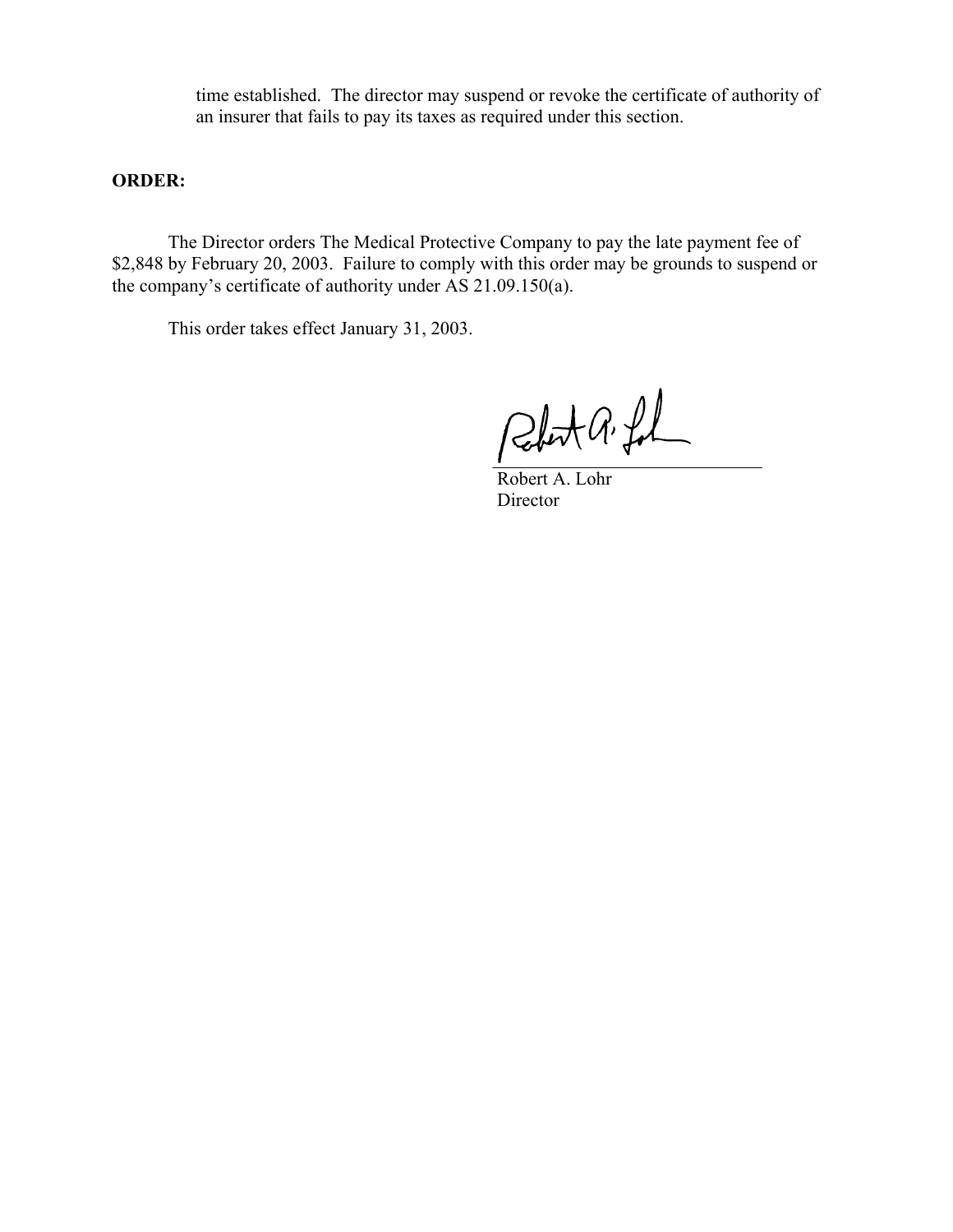time established. The director may suspend or revoke the certificate of authority of an insurer that fails to pay its taxes as required under this section.

**ORDER:**

The Director orders The Medical Protective Company to pay the late payment fee of $2,848 by February 20, 2003. Failure to comply with this order may be grounds to suspend or the company's certificate of authority under AS 21.09.150(a).

This order takes effect January 31, 2003.

Robert A. Lohr
Director